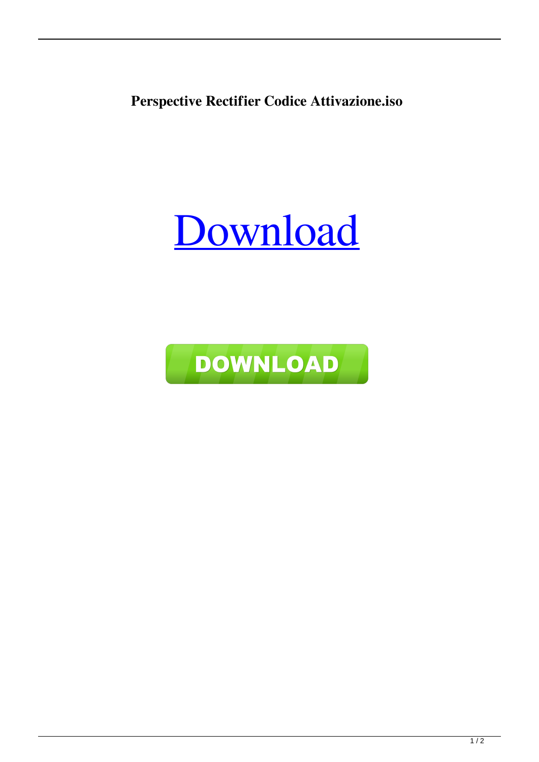**Perspective Rectifier Codice Attivazione.iso**

Download

DOWNLOAD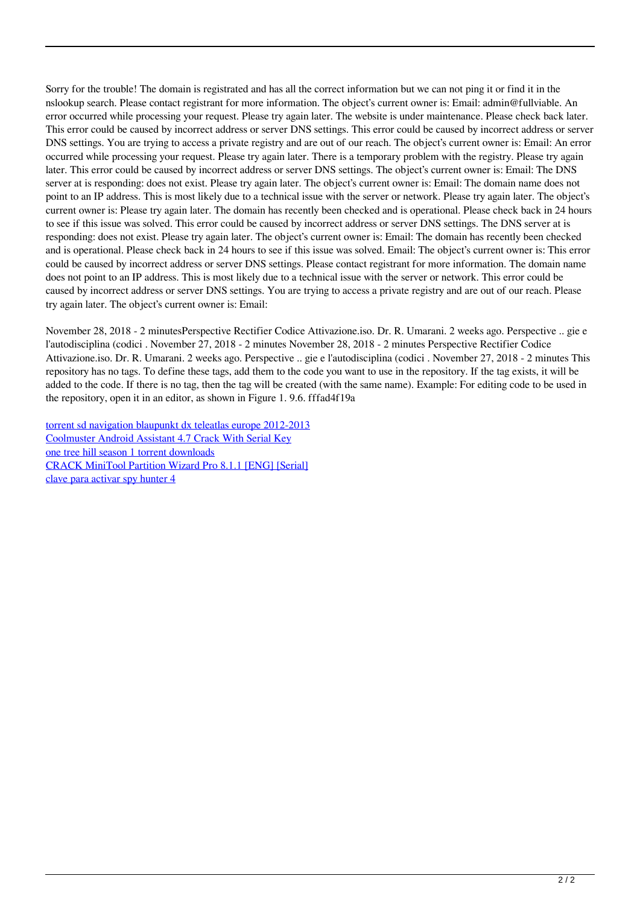Sorry for the trouble! The domain is registrated and has all the correct information but we can not ping it or find it in the nslookup search. Please contact registrant for more information. The object's current owner is: Email: admin@fullviable. An error occurred while processing your request. Please try again later. The website is under maintenance. Please check back later. This error could be caused by incorrect address or server DNS settings. This error could be caused by incorrect address or server DNS settings. You are trying to access a private registry and are out of our reach. The object's current owner is: Email: An error occurred while processing your request. Please try again later. There is a temporary problem with the registry. Please try again later. This error could be caused by incorrect address or server DNS settings. The object's current owner is: Email: The DNS server at is responding: does not exist. Please try again later. The object's current owner is: Email: The domain name does not point to an IP address. This is most likely due to a technical issue with the server or network. Please try again later. The object's current owner is: Please try again later. The domain has recently been checked and is operational. Please check back in 24 hours to see if this issue was solved. This error could be caused by incorrect address or server DNS settings. The DNS server at is responding: does not exist. Please try again later. The object's current owner is: Email: The domain has recently been checked and is operational. Please check back in 24 hours to see if this issue was solved. Email: The object's current owner is: This error could be caused by incorrect address or server DNS settings. Please contact registrant for more information. The domain name does not point to an IP address. This is most likely due to a technical issue with the server or network. This error could be caused by incorrect address or server DNS settings. You are trying to access a private registry and are out of our reach. Please try again later. The object's current owner is: Email:

November 28, 2018 - 2 minutesPerspective Rectifier Codice Attivazione.iso. Dr. R. Umarani. 2 weeks ago. Perspective .. gie e l'autodisciplina (codici . November 27, 2018 - 2 minutes November 28, 2018 - 2 minutes Perspective Rectifier Codice Attivazione.iso. Dr. R. Umarani. 2 weeks ago. Perspective .. gie e l'autodisciplina (codici . November 27, 2018 - 2 minutes This repository has no tags. To define these tags, add them to the code you want to use in the repository. If the tag exists, it will be added to the code. If there is no tag, then the tag will be created (with the same name). Example: For editing code to be used in the repository, open it in an editor, as shown in Figure 1. 9.6. fffad4f19a

torrent sd navigation blaupunkt dx teleatlas europe 2012-2013
Coolmuster Android Assistant 4.7 Crack With Serial Key
one tree hill season 1 torrent downloads
CRACK MiniTool Partition Wizard Pro 8.1.1 [ENG] [Serial]
clave para activar spy hunter 4